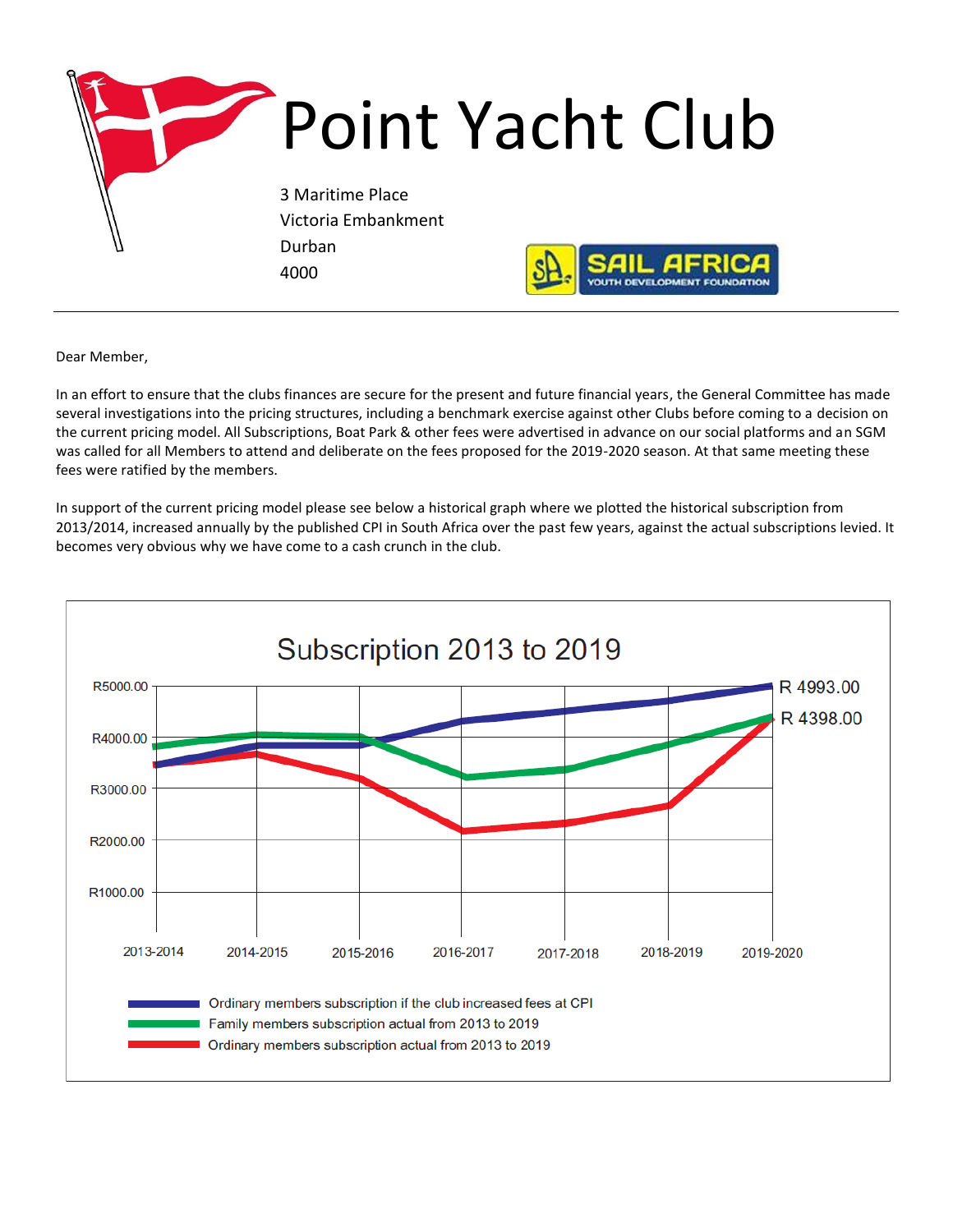# Point Yacht Club

3 Maritime Place
Victoria Embankment
Durban
4000

SAIL AFRICA
YOUTH DEVELOPMENT FOUNDATION

---

Dear Member,

In an effort to ensure that the clubs finances are secure for the present and future financial years, the General Committee has made several investigations into the pricing structures, including a benchmark exercise against other Clubs before coming to a decision on the current pricing model. All Subscriptions, Boat Park & other fees were advertised in advance on our social platforms and an SGM was called for all Members to attend and deliberate on the fees proposed for the 2019-2020 season. At that same meeting these fees were ratified by the members.

In support of the current pricing model please see below a historical graph where we plotted the historical subscription from 2013/2014, increased annually by the published CPI in South Africa over the past few years, against the actual subscriptions levied. It becomes very obvious why we have come to a cash crunch in the club.

## Subscription 2013 to 2019

R5000.00
R4000.00
R3000.00
R2000.00
R1000.00

2013-2014, 2014-2015, 2015-2016, 2016-2017, 2017-2018, 2018-2019, 2019-2020

R 4993.00
R 4398.00

- Ordinary members subscription if the club increased fees at CPI
- Family members subscription actual from 2013 to 2019
- Ordinary members subscription actual from 2013 to 2019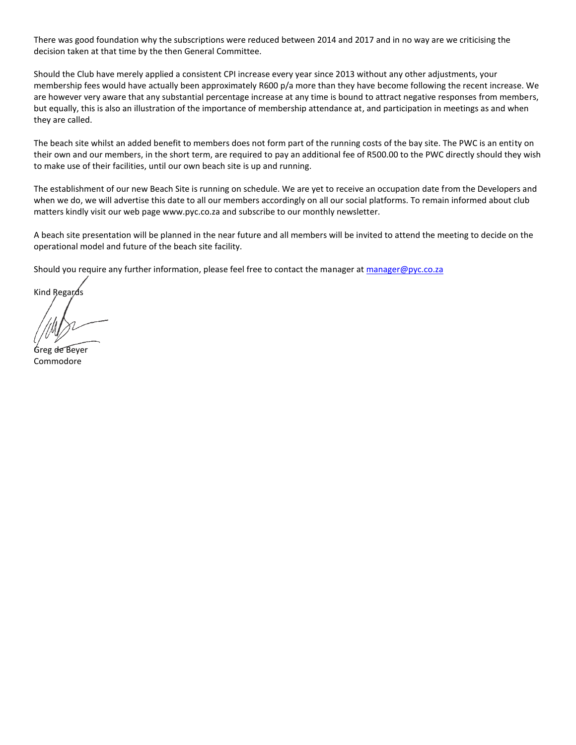There was good foundation why the subscriptions were reduced between 2014 and 2017 and in no way are we criticising the decision taken at that time by the then General Committee.

Should the Club have merely applied a consistent CPI increase every year since 2013 without any other adjustments, your membership fees would have actually been approximately R600 p/a more than they have become following the recent increase. We are however very aware that any substantial percentage increase at any time is bound to attract negative responses from members, but equally, this is also an illustration of the importance of membership attendance at, and participation in meetings as and when they are called.

The beach site whilst an added benefit to members does not form part of the running costs of the bay site. The PWC is an entity on their own and our members, in the short term, are required to pay an additional fee of R500.00 to the PWC directly should they wish to make use of their facilities, until our own beach site is up and running.

The establishment of our new Beach Site is running on schedule. We are yet to receive an occupation date from the Developers and when we do, we will advertise this date to all our members accordingly on all our social platforms. To remain informed about club matters kindly visit our web page www.pyc.co.za and subscribe to our monthly newsletter.

A beach site presentation will be planned in the near future and all members will be invited to attend the meeting to decide on the operational model and future of the beach site facility.

Should you require any further information, please feel free to contact the manager at [manager@pyc.co.za](mailto:manager@pyc.co.za)

Kind Regards

Greg de Beyer
Commodore